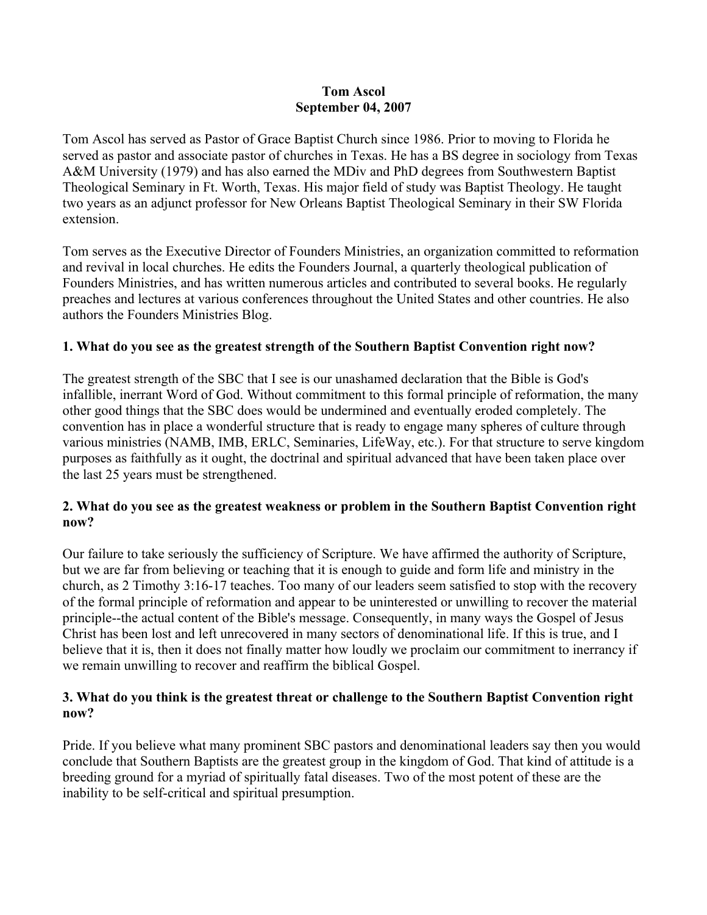# Tom Ascol
## September 04, 2007

Tom Ascol has served as Pastor of Grace Baptist Church since 1986. Prior to moving to Florida he served as pastor and associate pastor of churches in Texas. He has a BS degree in sociology from Texas A&M University (1979) and has also earned the MDiv and PhD degrees from Southwestern Baptist Theological Seminary in Ft. Worth, Texas. His major field of study was Baptist Theology. He taught two years as an adjunct professor for New Orleans Baptist Theological Seminary in their SW Florida extension.

Tom serves as the Executive Director of Founders Ministries, an organization committed to reformation and revival in local churches. He edits the Founders Journal, a quarterly theological publication of Founders Ministries, and has written numerous articles and contributed to several books. He regularly preaches and lectures at various conferences throughout the United States and other countries. He also authors the Founders Ministries Blog.

**1. What do you see as the greatest strength of the Southern Baptist Convention right now?**

The greatest strength of the SBC that I see is our unashamed declaration that the Bible is God's infallible, inerrant Word of God. Without commitment to this formal principle of reformation, the many other good things that the SBC does would be undermined and eventually eroded completely. The convention has in place a wonderful structure that is ready to engage many spheres of culture through various ministries (NAMB, IMB, ERLC, Seminaries, LifeWay, etc.). For that structure to serve kingdom purposes as faithfully as it ought, the doctrinal and spiritual advanced that have been taken place over the last 25 years must be strengthened.

**2. What do you see as the greatest weakness or problem in the Southern Baptist Convention right now?**

Our failure to take seriously the sufficiency of Scripture. We have affirmed the authority of Scripture, but we are far from believing or teaching that it is enough to guide and form life and ministry in the church, as 2 Timothy 3:16-17 teaches. Too many of our leaders seem satisfied to stop with the recovery of the formal principle of reformation and appear to be uninterested or unwilling to recover the material principle--the actual content of the Bible's message. Consequently, in many ways the Gospel of Jesus Christ has been lost and left unrecovered in many sectors of denominational life. If this is true, and I believe that it is, then it does not finally matter how loudly we proclaim our commitment to inerrancy if we remain unwilling to recover and reaffirm the biblical Gospel.

**3. What do you think is the greatest threat or challenge to the Southern Baptist Convention right now?**

Pride. If you believe what many prominent SBC pastors and denominational leaders say then you would conclude that Southern Baptists are the greatest group in the kingdom of God. That kind of attitude is a breeding ground for a myriad of spiritually fatal diseases. Two of the most potent of these are the inability to be self-critical and spiritual presumption.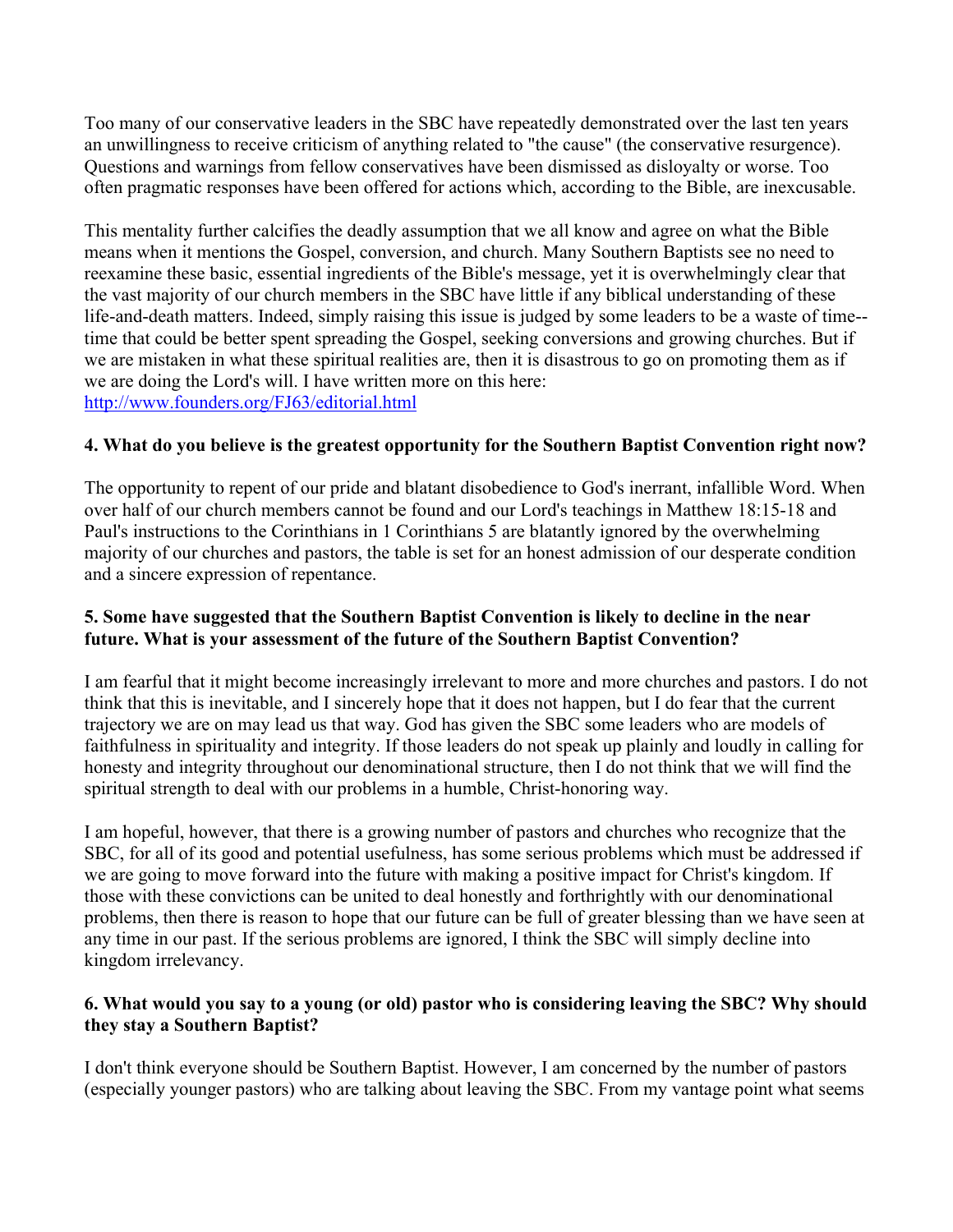Too many of our conservative leaders in the SBC have repeatedly demonstrated over the last ten years an unwillingness to receive criticism of anything related to "the cause" (the conservative resurgence). Questions and warnings from fellow conservatives have been dismissed as disloyalty or worse. Too often pragmatic responses have been offered for actions which, according to the Bible, are inexcusable.

This mentality further calcifies the deadly assumption that we all know and agree on what the Bible means when it mentions the Gospel, conversion, and church. Many Southern Baptists see no need to reexamine these basic, essential ingredients of the Bible's message, yet it is overwhelmingly clear that the vast majority of our church members in the SBC have little if any biblical understanding of these life-and-death matters. Indeed, simply raising this issue is judged by some leaders to be a waste of time--time that could be better spent spreading the Gospel, seeking conversions and growing churches. But if we are mistaken in what these spiritual realities are, then it is disastrous to go on promoting them as if we are doing the Lord's will. I have written more on this here: http://www.founders.org/FJ63/editorial.html

**4. What do you believe is the greatest opportunity for the Southern Baptist Convention right now?**

The opportunity to repent of our pride and blatant disobedience to God's inerrant, infallible Word. When over half of our church members cannot be found and our Lord's teachings in Matthew 18:15-18 and Paul's instructions to the Corinthians in 1 Corinthians 5 are blatantly ignored by the overwhelming majority of our churches and pastors, the table is set for an honest admission of our desperate condition and a sincere expression of repentance.

**5. Some have suggested that the Southern Baptist Convention is likely to decline in the near future. What is your assessment of the future of the Southern Baptist Convention?**

I am fearful that it might become increasingly irrelevant to more and more churches and pastors. I do not think that this is inevitable, and I sincerely hope that it does not happen, but I do fear that the current trajectory we are on may lead us that way. God has given the SBC some leaders who are models of faithfulness in spirituality and integrity. If those leaders do not speak up plainly and loudly in calling for honesty and integrity throughout our denominational structure, then I do not think that we will find the spiritual strength to deal with our problems in a humble, Christ-honoring way.

I am hopeful, however, that there is a growing number of pastors and churches who recognize that the SBC, for all of its good and potential usefulness, has some serious problems which must be addressed if we are going to move forward into the future with making a positive impact for Christ's kingdom. If those with these convictions can be united to deal honestly and forthrightly with our denominational problems, then there is reason to hope that our future can be full of greater blessing than we have seen at any time in our past. If the serious problems are ignored, I think the SBC will simply decline into kingdom irrelevancy.

**6. What would you say to a young (or old) pastor who is considering leaving the SBC? Why should they stay a Southern Baptist?**

I don't think everyone should be Southern Baptist. However, I am concerned by the number of pastors (especially younger pastors) who are talking about leaving the SBC. From my vantage point what seems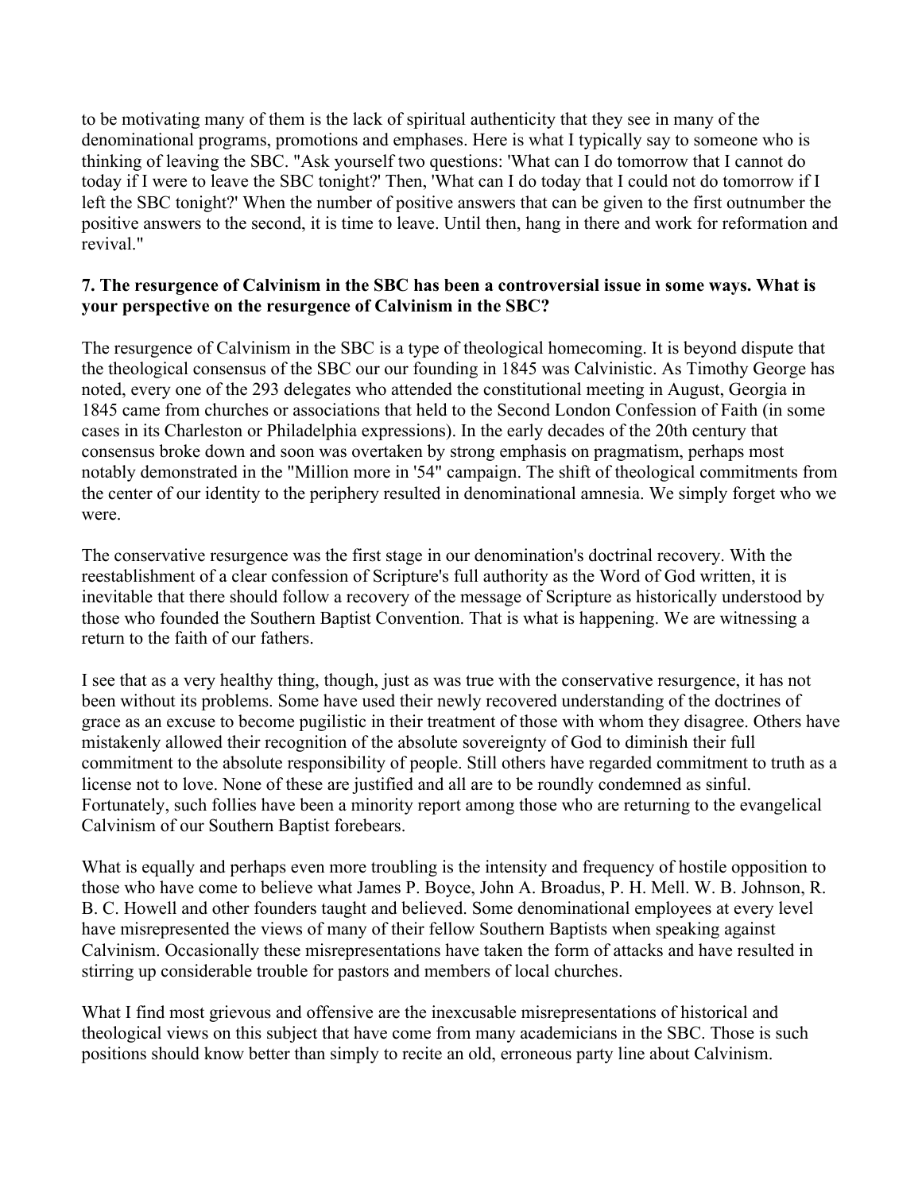to be motivating many of them is the lack of spiritual authenticity that they see in many of the denominational programs, promotions and emphases. Here is what I typically say to someone who is thinking of leaving the SBC. "Ask yourself two questions: 'What can I do tomorrow that I cannot do today if I were to leave the SBC tonight?' Then, 'What can I do today that I could not do tomorrow if I left the SBC tonight?' When the number of positive answers that can be given to the first outnumber the positive answers to the second, it is time to leave. Until then, hang in there and work for reformation and revival."

**7. The resurgence of Calvinism in the SBC has been a controversial issue in some ways. What is your perspective on the resurgence of Calvinism in the SBC?**

The resurgence of Calvinism in the SBC is a type of theological homecoming. It is beyond dispute that the theological consensus of the SBC our our founding in 1845 was Calvinistic. As Timothy George has noted, every one of the 293 delegates who attended the constitutional meeting in August, Georgia in 1845 came from churches or associations that held to the Second London Confession of Faith (in some cases in its Charleston or Philadelphia expressions). In the early decades of the 20th century that consensus broke down and soon was overtaken by strong emphasis on pragmatism, perhaps most notably demonstrated in the "Million more in '54" campaign. The shift of theological commitments from the center of our identity to the periphery resulted in denominational amnesia. We simply forget who we were.

The conservative resurgence was the first stage in our denomination's doctrinal recovery. With the reestablishment of a clear confession of Scripture's full authority as the Word of God written, it is inevitable that there should follow a recovery of the message of Scripture as historically understood by those who founded the Southern Baptist Convention. That is what is happening. We are witnessing a return to the faith of our fathers.

I see that as a very healthy thing, though, just as was true with the conservative resurgence, it has not been without its problems. Some have used their newly recovered understanding of the doctrines of grace as an excuse to become pugilistic in their treatment of those with whom they disagree. Others have mistakenly allowed their recognition of the absolute sovereignty of God to diminish their full commitment to the absolute responsibility of people. Still others have regarded commitment to truth as a license not to love. None of these are justified and all are to be roundly condemned as sinful. Fortunately, such follies have been a minority report among those who are returning to the evangelical Calvinism of our Southern Baptist forebears.

What is equally and perhaps even more troubling is the intensity and frequency of hostile opposition to those who have come to believe what James P. Boyce, John A. Broadus, P. H. Mell. W. B. Johnson, R. B. C. Howell and other founders taught and believed. Some denominational employees at every level have misrepresented the views of many of their fellow Southern Baptists when speaking against Calvinism. Occasionally these misrepresentations have taken the form of attacks and have resulted in stirring up considerable trouble for pastors and members of local churches.

What I find most grievous and offensive are the inexcusable misrepresentations of historical and theological views on this subject that have come from many academicians in the SBC. Those is such positions should know better than simply to recite an old, erroneous party line about Calvinism.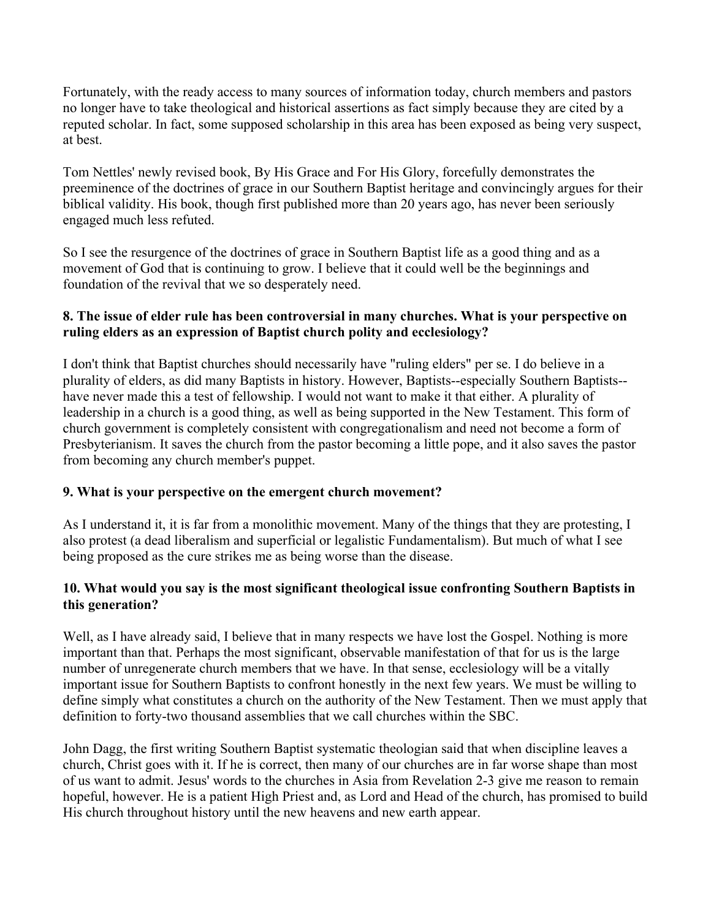Fortunately, with the ready access to many sources of information today, church members and pastors no longer have to take theological and historical assertions as fact simply because they are cited by a reputed scholar. In fact, some supposed scholarship in this area has been exposed as being very suspect, at best.

Tom Nettles' newly revised book, By His Grace and For His Glory, forcefully demonstrates the preeminence of the doctrines of grace in our Southern Baptist heritage and convincingly argues for their biblical validity. His book, though first published more than 20 years ago, has never been seriously engaged much less refuted.

So I see the resurgence of the doctrines of grace in Southern Baptist life as a good thing and as a movement of God that is continuing to grow. I believe that it could well be the beginnings and foundation of the revival that we so desperately need.

**8. The issue of elder rule has been controversial in many churches. What is your perspective on ruling elders as an expression of Baptist church polity and ecclesiology?**

I don't think that Baptist churches should necessarily have "ruling elders" per se. I do believe in a plurality of elders, as did many Baptists in history. However, Baptists--especially Southern Baptists--have never made this a test of fellowship. I would not want to make it that either. A plurality of leadership in a church is a good thing, as well as being supported in the New Testament. This form of church government is completely consistent with congregationalism and need not become a form of Presbyterianism. It saves the church from the pastor becoming a little pope, and it also saves the pastor from becoming any church member's puppet.

**9. What is your perspective on the emergent church movement?**

As I understand it, it is far from a monolithic movement. Many of the things that they are protesting, I also protest (a dead liberalism and superficial or legalistic Fundamentalism). But much of what I see being proposed as the cure strikes me as being worse than the disease.

**10. What would you say is the most significant theological issue confronting Southern Baptists in this generation?**

Well, as I have already said, I believe that in many respects we have lost the Gospel. Nothing is more important than that. Perhaps the most significant, observable manifestation of that for us is the large number of unregenerate church members that we have. In that sense, ecclesiology will be a vitally important issue for Southern Baptists to confront honestly in the next few years. We must be willing to define simply what constitutes a church on the authority of the New Testament. Then we must apply that definition to forty-two thousand assemblies that we call churches within the SBC.

John Dagg, the first writing Southern Baptist systematic theologian said that when discipline leaves a church, Christ goes with it. If he is correct, then many of our churches are in far worse shape than most of us want to admit. Jesus' words to the churches in Asia from Revelation 2-3 give me reason to remain hopeful, however. He is a patient High Priest and, as Lord and Head of the church, has promised to build His church throughout history until the new heavens and new earth appear.